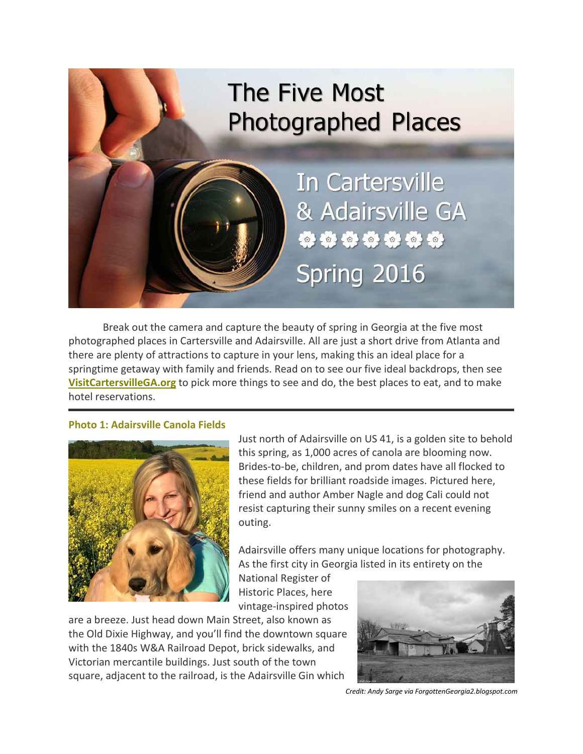# The Five Most Photographed Places

## In Cartersville & Adairsville GA

## Spring 2016

Break out the camera and capture the beauty of spring in Georgia at the five most photographed places in Cartersville and Adairsville. All are just a short drive from Atlanta and there are plenty of attractions to capture in your lens, making this an ideal place for a springtime getaway with family and friends. Read on to see our five ideal backdrops, then see **VisitCartersvilleGA.org** to pick more things to see and do, the best places to eat, and to make hotel reservations.

---

### Photo 1: Adairsville Canola Fields

Just north of Adairsville on US 41, is a golden site to behold this spring, as 1,000 acres of canola are blooming now. Brides-to-be, children, and prom dates have all flocked to these fields for brilliant roadside images. Pictured here, friend and author Amber Nagle and dog Cali could not resist capturing their sunny smiles on a recent evening outing.

Adairsville offers many unique locations for photography. As the first city in Georgia listed in its entirety on the National Register of Historic Places, here vintage-inspired photos are a breeze. Just head down Main Street, also known as the Old Dixie Highway, and you'll find the downtown square with the 1840s W&A Railroad Depot, brick sidewalks, and Victorian mercantile buildings. Just south of the town square, adjacent to the railroad, is the Adairsville Gin which

*Credit: Andy Sarge via ForgottenGeorgia2.blogspot.com*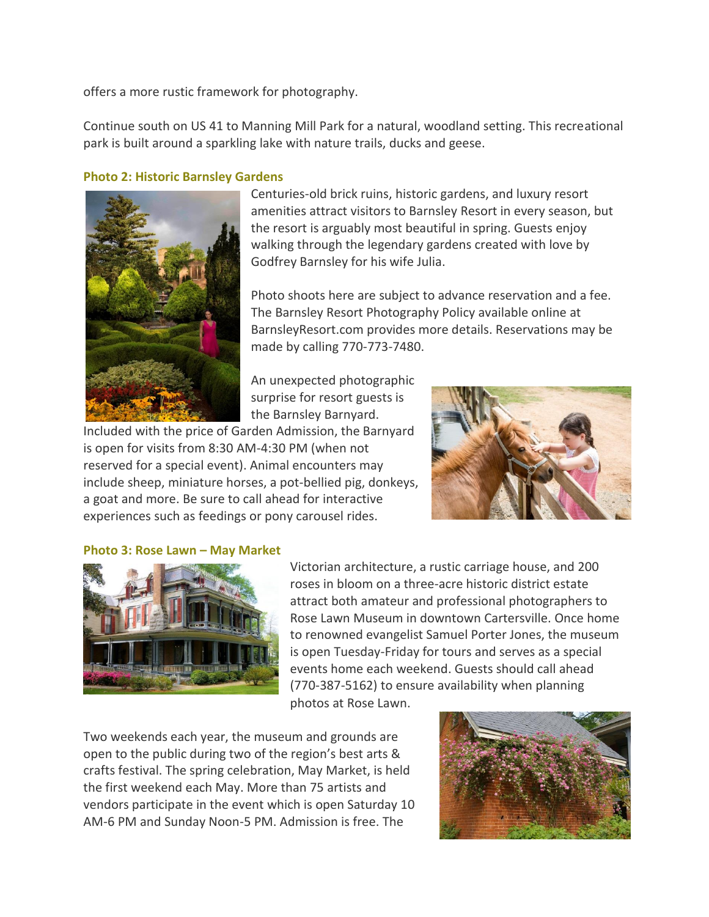offers a more rustic framework for photography.

Continue south on US 41 to Manning Mill Park for a natural, woodland setting. This recreational park is built around a sparkling lake with nature trails, ducks and geese.

### Photo 2: Historic Barnsley Gardens

Centuries-old brick ruins, historic gardens, and luxury resort amenities attract visitors to Barnsley Resort in every season, but the resort is arguably most beautiful in spring. Guests enjoy walking through the legendary gardens created with love by Godfrey Barnsley for his wife Julia.

Photo shoots here are subject to advance reservation and a fee. The Barnsley Resort Photography Policy available online at BarnsleyResort.com provides more details. Reservations may be made by calling 770-773-7480.

An unexpected photographic surprise for resort guests is the Barnsley Barnyard. Included with the price of Garden Admission, the Barnyard is open for visits from 8:30 AM-4:30 PM (when not reserved for a special event). Animal encounters may include sheep, miniature horses, a pot-bellied pig, donkeys, a goat and more. Be sure to call ahead for interactive experiences such as feedings or pony carousel rides.

### Photo 3: Rose Lawn – May Market

Victorian architecture, a rustic carriage house, and 200 roses in bloom on a three-acre historic district estate attract both amateur and professional photographers to Rose Lawn Museum in downtown Cartersville. Once home to renowned evangelist Samuel Porter Jones, the museum is open Tuesday-Friday for tours and serves as a special events home each weekend. Guests should call ahead (770-387-5162) to ensure availability when planning photos at Rose Lawn.

Two weekends each year, the museum and grounds are open to the public during two of the region's best arts & crafts festival. The spring celebration, May Market, is held the first weekend each May. More than 75 artists and vendors participate in the event which is open Saturday 10 AM-6 PM and Sunday Noon-5 PM. Admission is free. The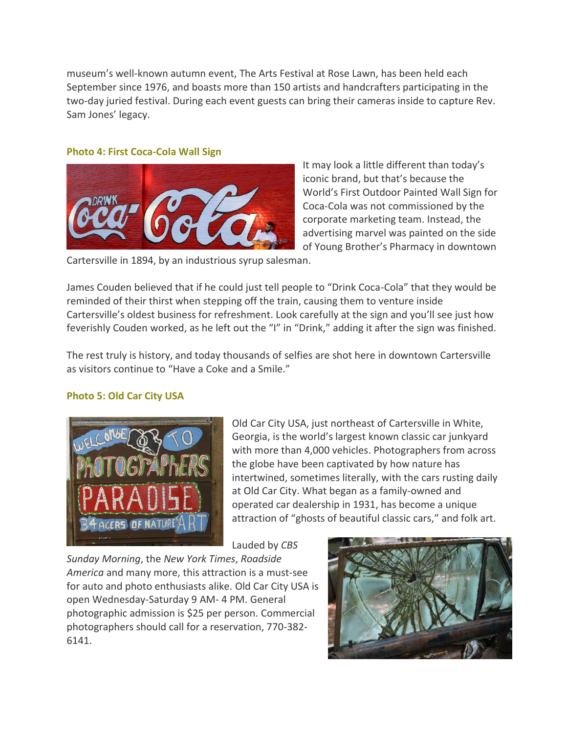museum's well-known autumn event, The Arts Festival at Rose Lawn, has been held each September since 1976, and boasts more than 150 artists and handcrafters participating in the two-day juried festival. During each event guests can bring their cameras inside to capture Rev. Sam Jones' legacy.

### Photo 4: First Coca-Cola Wall Sign

It may look a little different than today's iconic brand, but that's because the World's First Outdoor Painted Wall Sign for Coca-Cola was not commissioned by the corporate marketing team. Instead, the advertising marvel was painted on the side of Young Brother's Pharmacy in downtown Cartersville in 1894, by an industrious syrup salesman.

James Couden believed that if he could just tell people to "Drink Coca-Cola" that they would be reminded of their thirst when stepping off the train, causing them to venture inside Cartersville's oldest business for refreshment. Look carefully at the sign and you'll see just how feverishly Couden worked, as he left out the "I" in "Drink," adding it after the sign was finished.

The rest truly is history, and today thousands of selfies are shot here in downtown Cartersville as visitors continue to "Have a Coke and a Smile."

### Photo 5: Old Car City USA

Old Car City USA, just northeast of Cartersville in White, Georgia, is the world's largest known classic car junkyard with more than 4,000 vehicles. Photographers from across the globe have been captivated by how nature has intertwined, sometimes literally, with the cars rusting daily at Old Car City. What began as a family-owned and operated car dealership in 1931, has become a unique attraction of "ghosts of beautiful classic cars," and folk art.

Lauded by *CBS Sunday Morning*, the *New York Times*, *Roadside America* and many more, this attraction is a must-see for auto and photo enthusiasts alike. Old Car City USA is open Wednesday-Saturday 9 AM- 4 PM. General photographic admission is $25 per person. Commercial photographers should call for a reservation, 770-382-6141.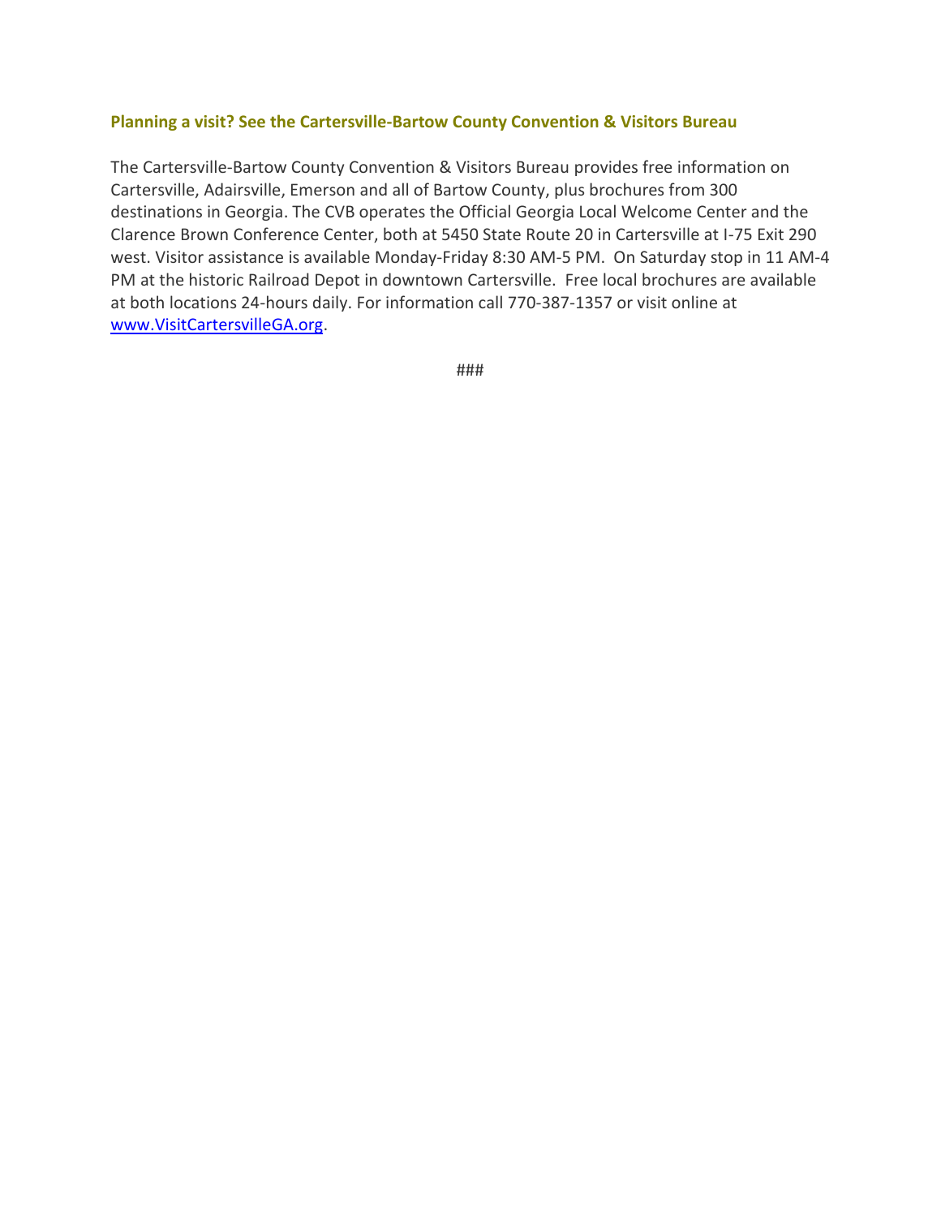**Planning a visit? See the Cartersville-Bartow County Convention & Visitors Bureau**

The Cartersville-Bartow County Convention & Visitors Bureau provides free information on Cartersville, Adairsville, Emerson and all of Bartow County, plus brochures from 300 destinations in Georgia. The CVB operates the Official Georgia Local Welcome Center and the Clarence Brown Conference Center, both at 5450 State Route 20 in Cartersville at I-75 Exit 290 west. Visitor assistance is available Monday-Friday 8:30 AM-5 PM. On Saturday stop in 11 AM-4 PM at the historic Railroad Depot in downtown Cartersville. Free local brochures are available at both locations 24-hours daily. For information call 770-387-1357 or visit online at [www.VisitCartersvilleGA.org](http://www.VisitCartersvilleGA.org).

###